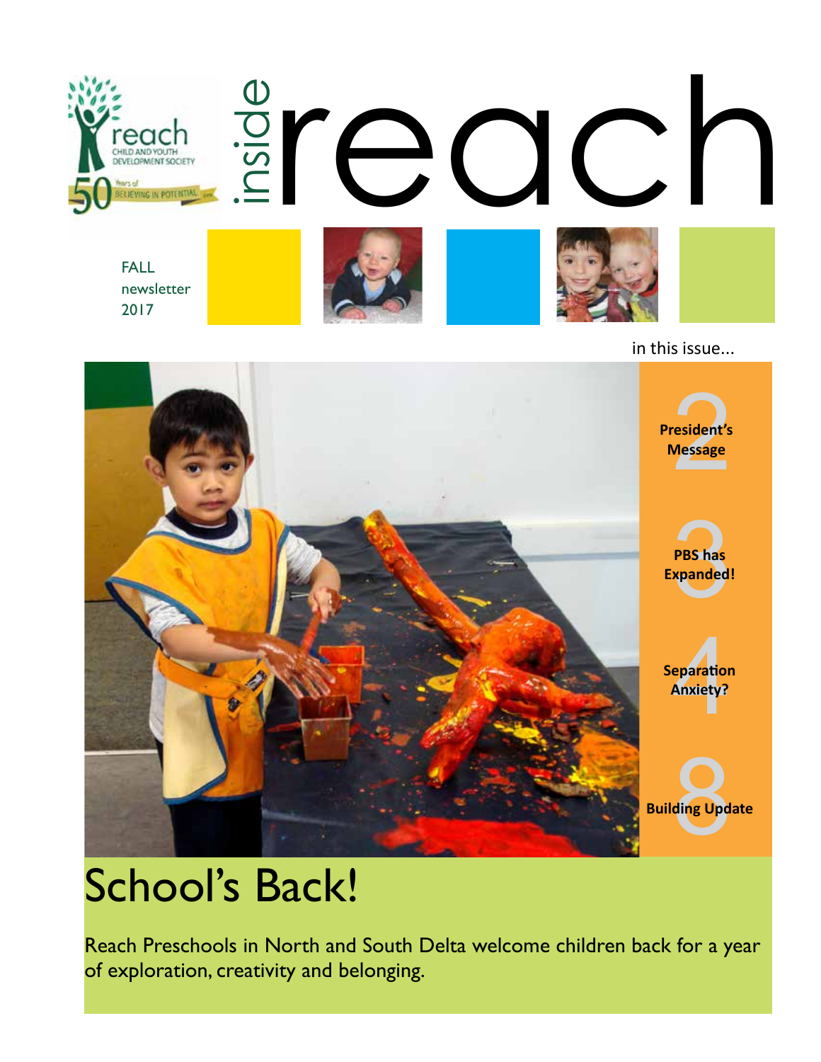reach
CHILD AND YOUTH DEVELOPMENT SOCIETY
50 Years of BELIEVING IN POTENTIAL

# inside reach

FALL
newsletter
2017

in this issue...

2 **President's Message**

3 **PBS has Expanded!**

4 **Separation Anxiety?**

8 **Building Update**

# School's Back!

Reach Preschools in North and South Delta welcome children back for a year of exploration, creativity and belonging.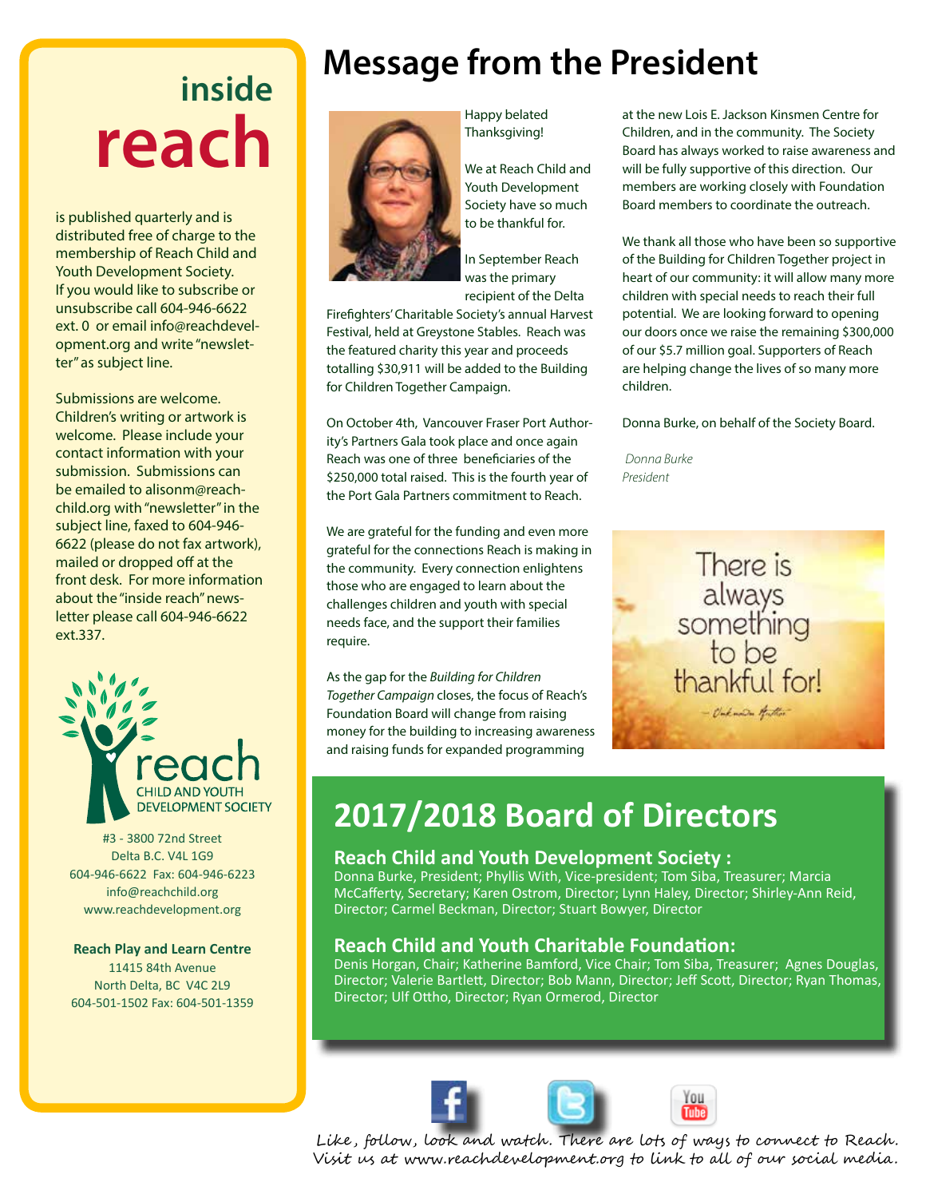# inside reach

is published quarterly and is distributed free of charge to the membership of Reach Child and Youth Development Society. If you would like to subscribe or unsubscribe call 604-946-6622 ext. 0 or email info@reachdevelopment.org and write "newsletter" as subject line.

Submissions are welcome. Children's writing or artwork is welcome. Please include your contact information with your submission. Submissions can be emailed to alisonm@reachchild.org with "newsletter" in the subject line, faxed to 604-946-6622 (please do not fax artwork), mailed or dropped off at the front desk. For more information about the "inside reach" newsletter please call 604-946-6622 ext.337.

reach
CHILD AND YOUTH DEVELOPMENT SOCIETY

#3 - 3800 72nd Street
Delta B.C. V4L 1G9
604-946-6622 Fax: 604-946-6223
info@reachchild.org
www.reachdevelopment.org

**Reach Play and Learn Centre**
11415 84th Avenue
North Delta, BC V4C 2L9
604-501-1502 Fax: 604-501-1359

# Message from the President

Happy belated Thanksgiving!

We at Reach Child and Youth Development Society have so much to be thankful for.

In September Reach was the primary recipient of the Delta Firefighters' Charitable Society's annual Harvest Festival, held at Greystone Stables. Reach was the featured charity this year and proceeds totalling $30,911 will be added to the Building for Children Together Campaign.

On October 4th, Vancouver Fraser Port Authority's Partners Gala took place and once again Reach was one of three beneficiaries of the $250,000 total raised. This is the fourth year of the Port Gala Partners commitment to Reach.

We are grateful for the funding and even more grateful for the connections Reach is making in the community. Every connection enlightens those who are engaged to learn about the challenges children and youth with special needs face, and the support their families require.

As the gap for the *Building for Children Together Campaign* closes, the focus of Reach's Foundation Board will change from raising money for the building to increasing awareness and raising funds for expanded programming at the new Lois E. Jackson Kinsmen Centre for Children, and in the community. The Society Board has always worked to raise awareness and will be fully supportive of this direction. Our members are working closely with Foundation Board members to coordinate the outreach.

We thank all those who have been so supportive of the Building for Children Together project in heart of our community: it will allow many more children with special needs to reach their full potential. We are looking forward to opening our doors once we raise the remaining $300,000 of our $5.7 million goal. Supporters of Reach are helping change the lives of so many more children.

Donna Burke, on behalf of the Society Board.

*Donna Burke*
*President*

There is always something to be thankful for!

## 2017/2018 Board of Directors

### Reach Child and Youth Development Society :

Donna Burke, President; Phyllis With, Vice-president; Tom Siba, Treasurer; Marcia McCafferty, Secretary; Karen Ostrom, Director; Lynn Haley, Director; Shirley-Ann Reid, Director; Carmel Beckman, Director; Stuart Bowyer, Director

### Reach Child and Youth Charitable Foundation:

Denis Horgan, Chair; Katherine Bamford, Vice Chair; Tom Siba, Treasurer; Agnes Douglas, Director; Valerie Bartlett, Director; Bob Mann, Director; Jeff Scott, Director; Ryan Thomas, Director; Ulf Ottho, Director; Ryan Ormerod, Director

Like, follow, look and watch. There are lots of ways to connect to Reach. Visit us at www.reachdevelopment.org to link to all of our social media.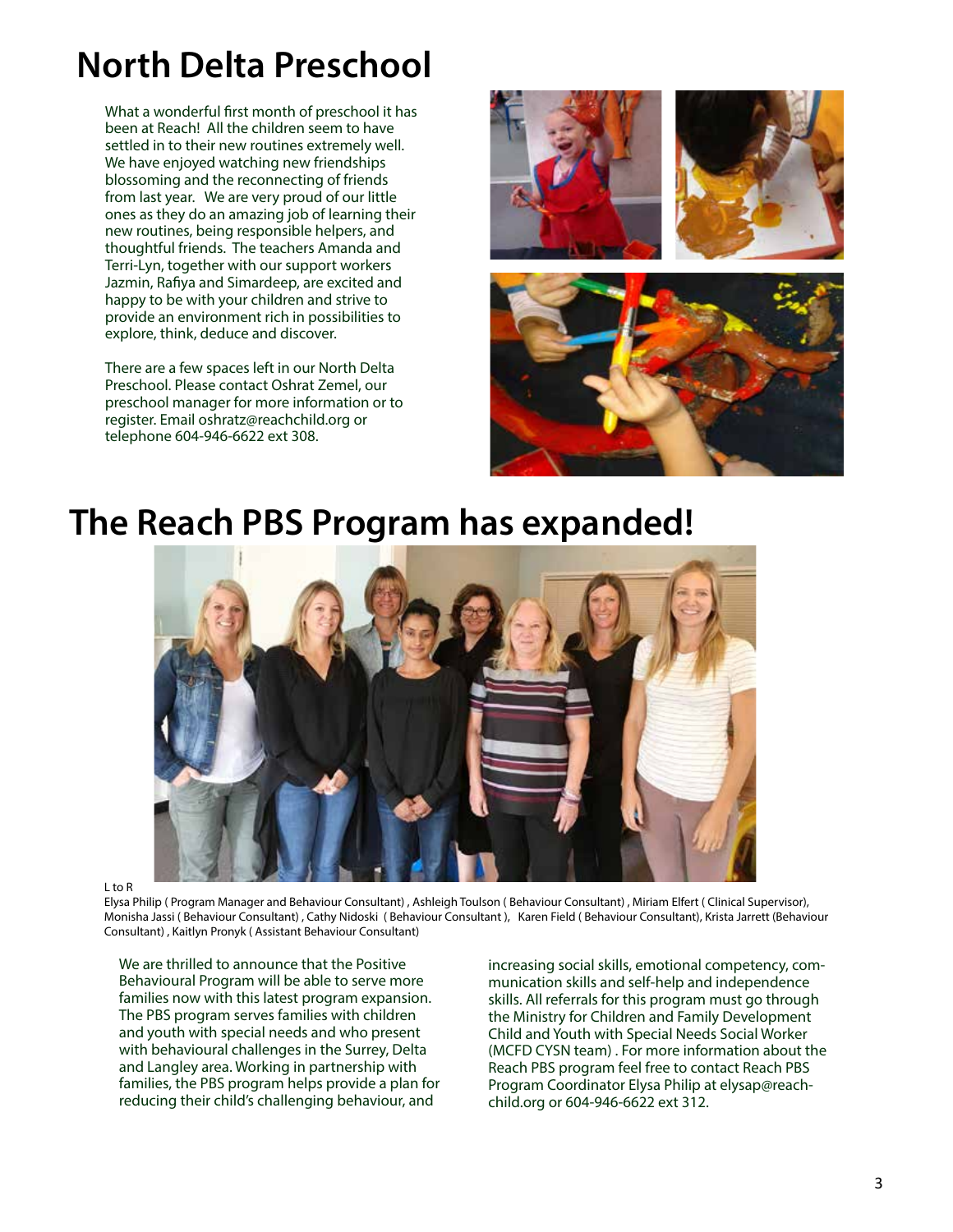# North Delta Preschool

What a wonderful first month of preschool it has been at Reach! All the children seem to have settled in to their new routines extremely well. We have enjoyed watching new friendships blossoming and the reconnecting of friends from last year. We are very proud of our little ones as they do an amazing job of learning their new routines, being responsible helpers, and thoughtful friends. The teachers Amanda and Terri-Lyn, together with our support workers Jazmin, Rafiya and Simardeep, are excited and happy to be with your children and strive to provide an environment rich in possibilities to explore, think, deduce and discover.

There are a few spaces left in our North Delta Preschool. Please contact Oshrat Zemel, our preschool manager for more information or to register. Email oshratz@reachchild.org or telephone 604-946-6622 ext 308.

# The Reach PBS Program has expanded!

L to R
Elysa Philip ( Program Manager and Behaviour Consultant) , Ashleigh Toulson ( Behaviour Consultant) , Miriam Elfert ( Clinical Supervisor), Monisha Jassi ( Behaviour Consultant) , Cathy Nidoski ( Behaviour Consultant ), Karen Field ( Behaviour Consultant), Krista Jarrett (Behaviour Consultant) , Kaitlyn Pronyk ( Assistant Behaviour Consultant)

We are thrilled to announce that the Positive Behavioural Program will be able to serve more families now with this latest program expansion. The PBS program serves families with children and youth with special needs and who present with behavioural challenges in the Surrey, Delta and Langley area. Working in partnership with families, the PBS program helps provide a plan for reducing their child's challenging behaviour, and increasing social skills, emotional competency, communication skills and self-help and independence skills. All referrals for this program must go through the Ministry for Children and Family Development Child and Youth with Special Needs Social Worker (MCFD CYSN team) . For more information about the Reach PBS program feel free to contact Reach PBS Program Coordinator Elysa Philip at elysap@reachchild.org or 604-946-6622 ext 312.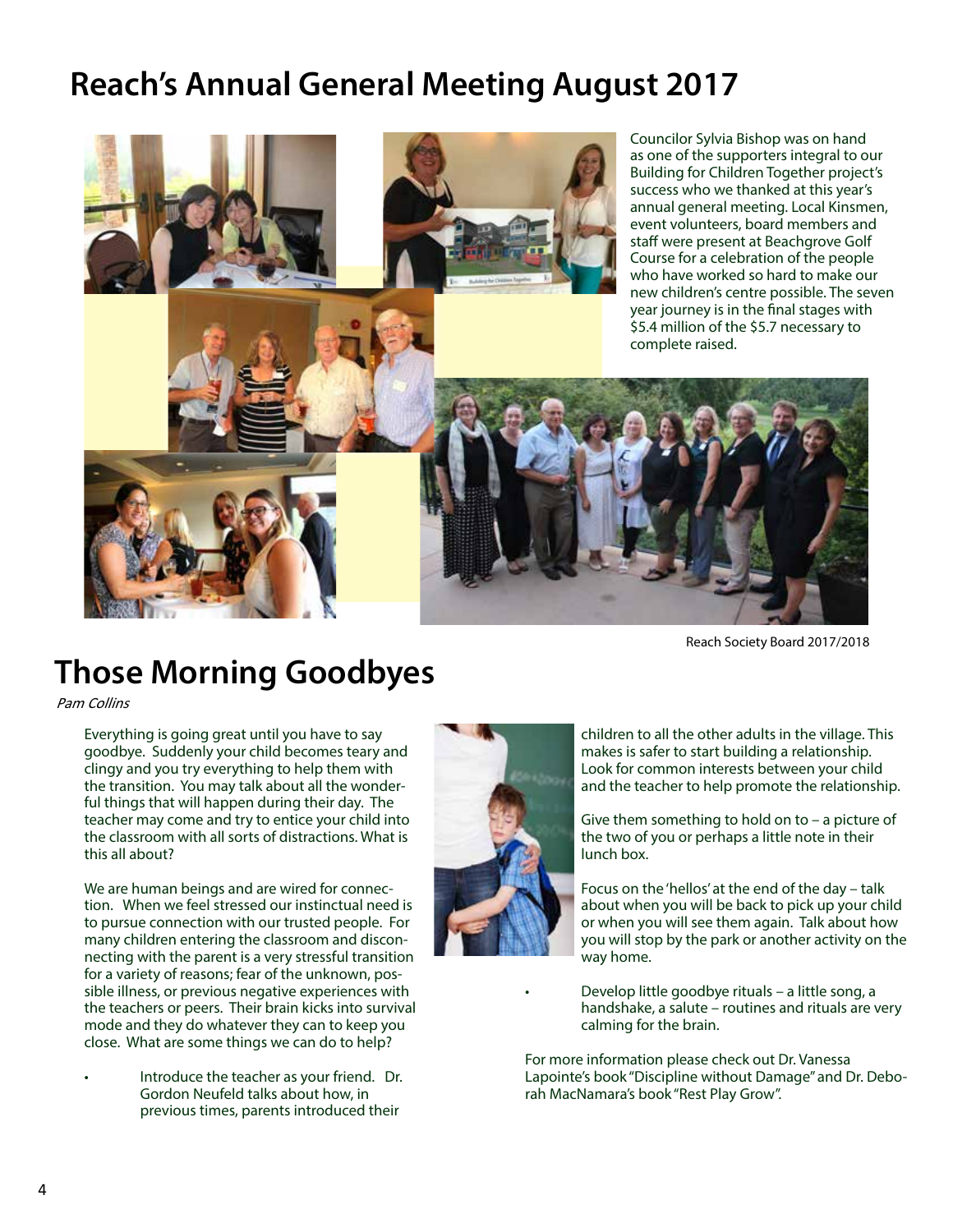# Reach's Annual General Meeting August 2017

Councilor Sylvia Bishop was on hand as one of the supporters integral to our Building for Children Together project's success who we thanked at this year's annual general meeting. Local Kinsmen, event volunteers, board members and staff were present at Beachgrove Golf Course for a celebration of the people who have worked so hard to make our new children's centre possible. The seven year journey is in the final stages with $5.4 million of the $5.7 necessary to complete raised.

Reach Society Board 2017/2018

# Those Morning Goodbyes

*Pam Collins*

Everything is going great until you have to say goodbye. Suddenly your child becomes teary and clingy and you try everything to help them with the transition. You may talk about all the wonderful things that will happen during their day. The teacher may come and try to entice your child into the classroom with all sorts of distractions. What is this all about?

We are human beings and are wired for connection. When we feel stressed our instinctual need is to pursue connection with our trusted people. For many children entering the classroom and disconnecting with the parent is a very stressful transition for a variety of reasons; fear of the unknown, possible illness, or previous negative experiences with the teachers or peers. Their brain kicks into survival mode and they do whatever they can to keep you close. What are some things we can do to help?

- Introduce the teacher as your friend. Dr. Gordon Neufeld talks about how, in previous times, parents introduced their children to all the other adults in the village. This makes is safer to start building a relationship. Look for common interests between your child and the teacher to help promote the relationship.

  Give them something to hold on to – a picture of the two of you or perhaps a little note in their lunch box.

  Focus on the 'hellos' at the end of the day – talk about when you will be back to pick up your child or when you will see them again. Talk about how you will stop by the park or another activity on the way home.

- Develop little goodbye rituals – a little song, a handshake, a salute – routines and rituals are very calming for the brain.

For more information please check out Dr. Vanessa Lapointe's book "Discipline without Damage" and Dr. Deborah MacNamara's book "Rest Play Grow".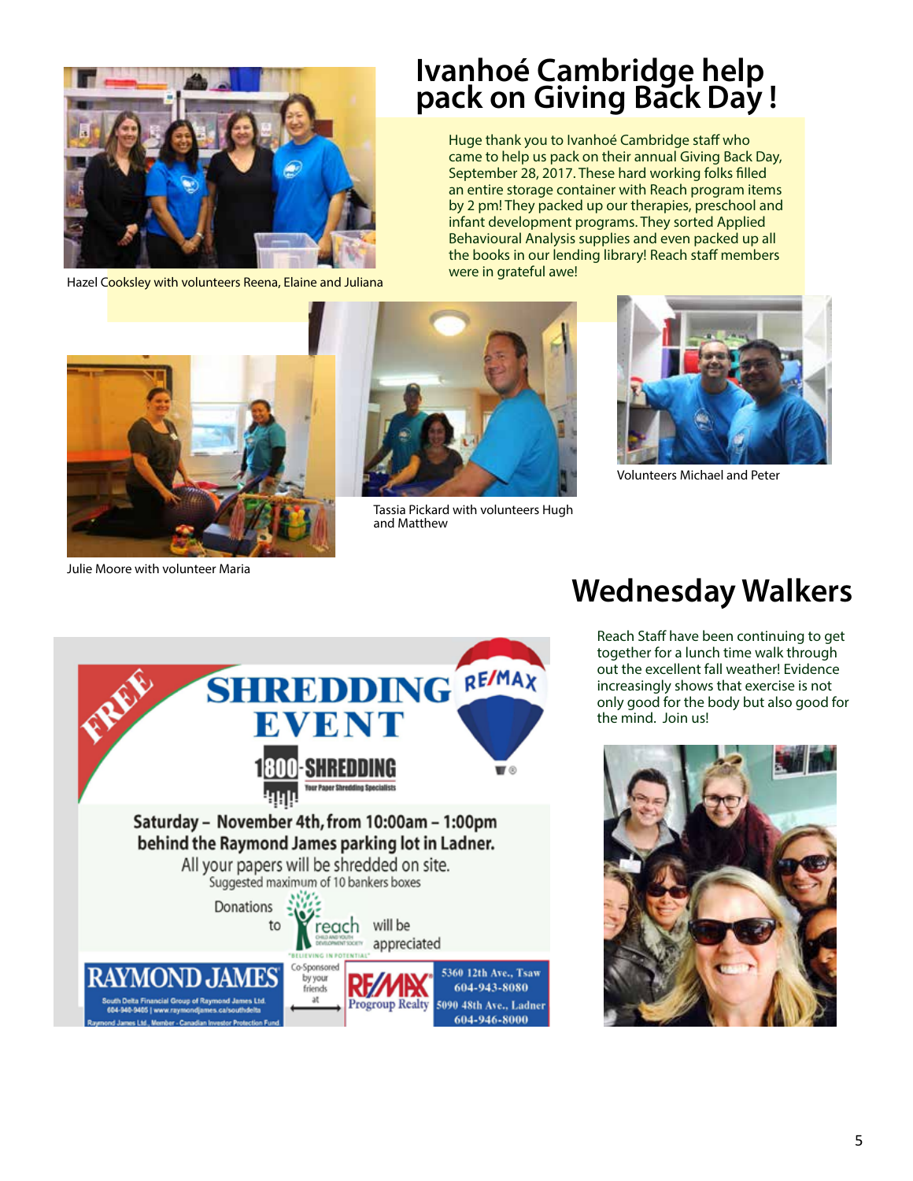# Ivanhoé Cambridge help pack on Giving Back Day !

Huge thank you to Ivanhoé Cambridge staff who came to help us pack on their annual Giving Back Day, September 28, 2017. These hard working folks filled an entire storage container with Reach program items by 2 pm! They packed up our therapies, preschool and infant development programs. They sorted Applied Behavioural Analysis supplies and even packed up all the books in our lending library! Reach staff members were in grateful awe!

Hazel Cooksley with volunteers Reena, Elaine and Juliana

Julie Moore with volunteer Maria

Tassia Pickard with volunteers Hugh and Matthew

Volunteers Michael and Peter

# Wednesday Walkers

Reach Staff have been continuing to get together for a lunch time walk through out the excellent fall weather! Evidence increasingly shows that exercise is not only good for the body but also good for the mind. Join us!

**FREE SHREDDING EVENT**

RE/MAX

1800-SHREDDING
Your Paper Shredding Specialists

**Saturday – November 4th, from 10:00am – 1:00pm behind the Raymond James parking lot in Ladner.**

All your papers will be shredded on site.
Suggested maximum of 10 bankers boxes

Donations to reach will be appreciated

RAYMOND JAMES
South Delta Financial Group of Raymond James Ltd.
604-940-9405 | www.raymondjames.ca/southdelta
Raymond James Ltd., Member - Canadian Investor Protection Fund

Co-Sponsored by your friends at

RE/MAX Progroup Realty
5360 12th Ave., Tsaw 604-943-8080
5090 48th Ave., Ladner 604-946-8000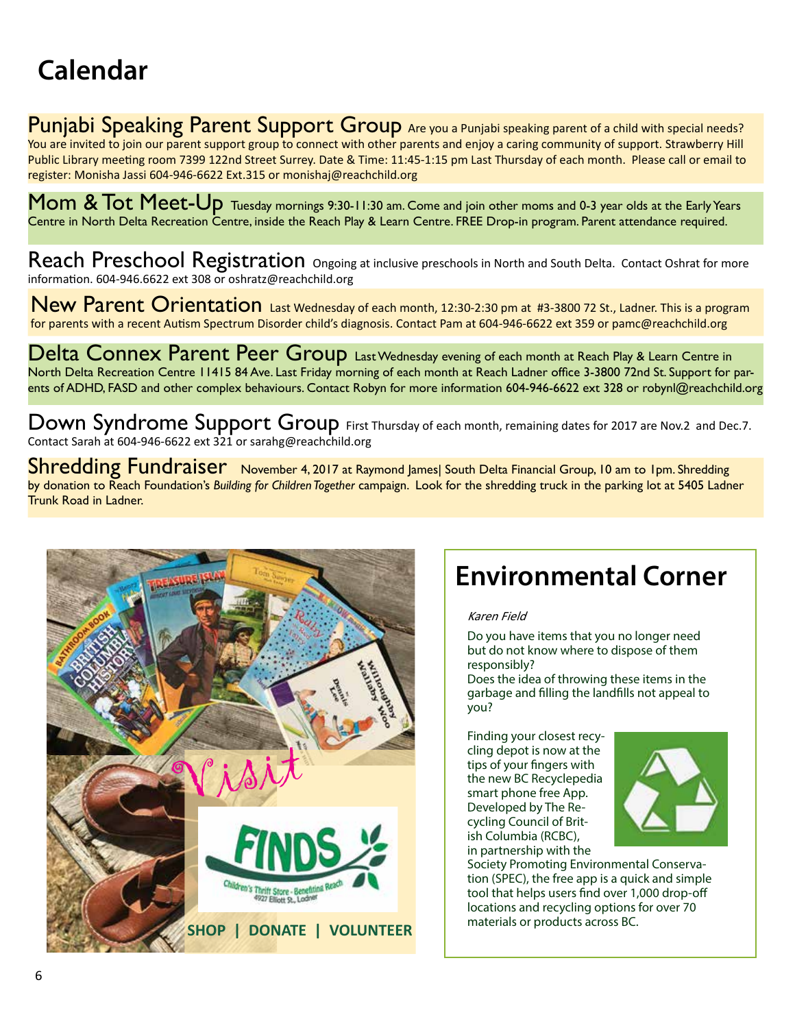# Calendar

**Punjabi Speaking Parent Support Group** Are you a Punjabi speaking parent of a child with special needs? You are invited to join our parent support group to connect with other parents and enjoy a caring community of support. Strawberry Hill Public Library meeting room 7399 122nd Street Surrey. Date & Time: 11:45-1:15 pm Last Thursday of each month. Please call or email to register: Monisha Jassi 604-946-6622 Ext.315 or monishaj@reachchild.org

**Mom & Tot Meet-Up** Tuesday mornings 9:30-11:30 am. Come and join other moms and 0-3 year olds at the Early Years Centre in North Delta Recreation Centre, inside the Reach Play & Learn Centre. FREE Drop-in program. Parent attendance required.

**Reach Preschool Registration** Ongoing at inclusive preschools in North and South Delta. Contact Oshrat for more information. 604-946.6622 ext 308 or oshratz@reachchild.org

**New Parent Orientation** Last Wednesday of each month, 12:30-2:30 pm at #3-3800 72 St., Ladner. This is a program for parents with a recent Autism Spectrum Disorder child's diagnosis. Contact Pam at 604-946-6622 ext 359 or pamc@reachchild.org

**Delta Connex Parent Peer Group** Last Wednesday evening of each month at Reach Play & Learn Centre in North Delta Recreation Centre 11415 84 Ave. Last Friday morning of each month at Reach Ladner office 3-3800 72nd St. Support for parents of ADHD, FASD and other complex behaviours. Contact Robyn for more information 604-946-6622 ext 328 or robynl@reachchild.org

**Down Syndrome Support Group** First Thursday of each month, remaining dates for 2017 are Nov.2 and Dec.7. Contact Sarah at 604-946-6622 ext 321 or sarahg@reachchild.org

**Shredding Fundraiser** November 4, 2017 at Raymond James| South Delta Financial Group, 10 am to 1pm. Shredding by donation to Reach Foundation's *Building for Children Together* campaign. Look for the shredding truck in the parking lot at 5405 Ladner Trunk Road in Ladner.

Visit

FINDS

Children's Thrift Store - Benefiting Reach
4927 Elliott St., Ladner

**SHOP | DONATE | VOLUNTEER**

## Environmental Corner

*Karen Field*

Do you have items that you no longer need but do not know where to dispose of them responsibly?
Does the idea of throwing these items in the garbage and filling the landfills not appeal to you?

Finding your closest recycling depot is now at the tips of your fingers with the new BC Recyclepedia smart phone free App. Developed by The Recycling Council of British Columbia (RCBC), in partnership with the Society Promoting Environmental Conservation (SPEC), the free app is a quick and simple tool that helps users find over 1,000 drop-off locations and recycling options for over 70 materials or products across BC.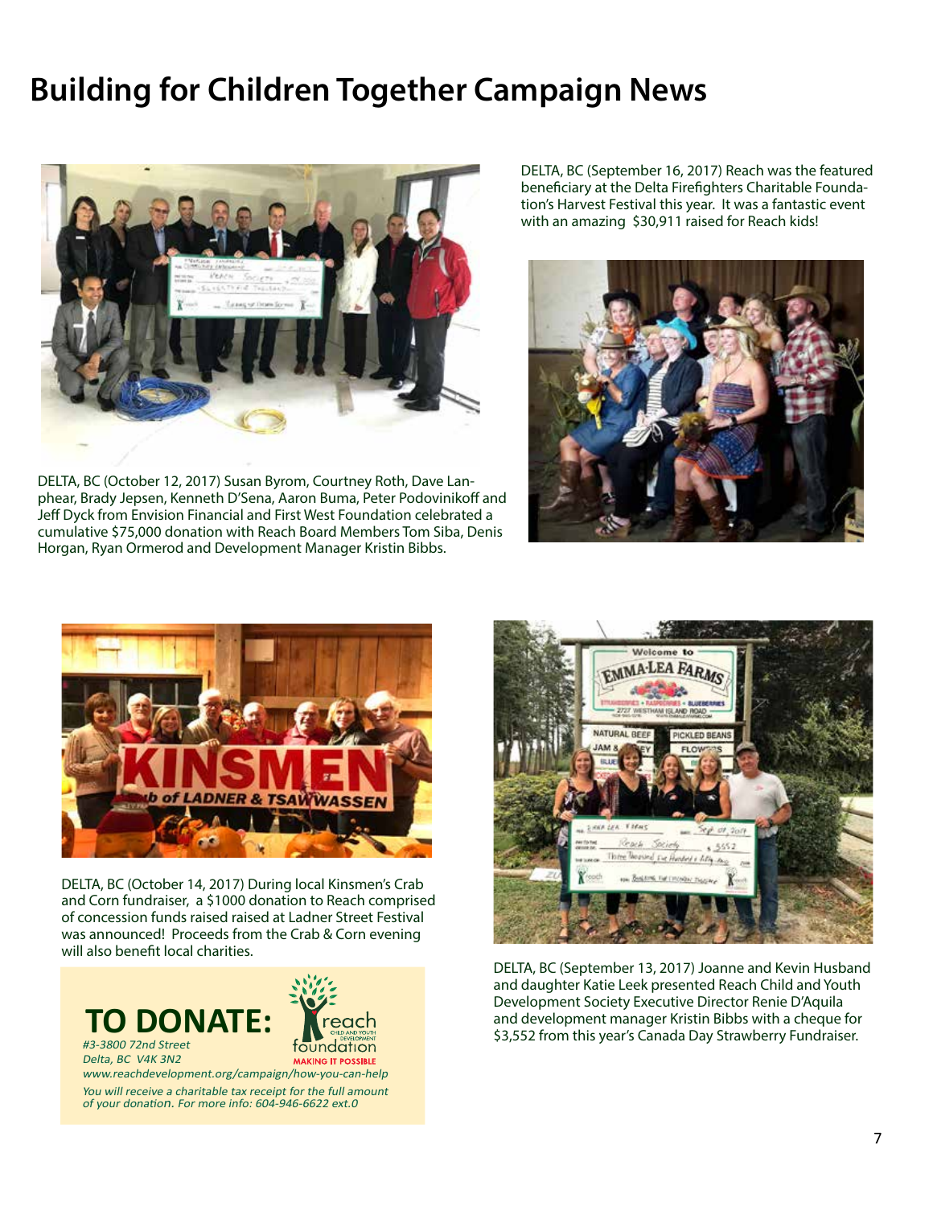# Building for Children Together Campaign News

DELTA, BC (October 12, 2017) Susan Byrom, Courtney Roth, Dave Lanphear, Brady Jepsen, Kenneth D'Sena, Aaron Buma, Peter Podovinikoff and Jeff Dyck from Envision Financial and First West Foundation celebrated a cumulative $75,000 donation with Reach Board Members Tom Siba, Denis Horgan, Ryan Ormerod and Development Manager Kristin Bibbs.

DELTA, BC (September 16, 2017) Reach was the featured beneficiary at the Delta Firefighters Charitable Foundation's Harvest Festival this year. It was a fantastic event with an amazing $30,911 raised for Reach kids!

DELTA, BC (October 14, 2017) During local Kinsmen's Crab and Corn fundraiser, a $1000 donation to Reach comprised of concession funds raised raised at Ladner Street Festival was announced! Proceeds from the Crab & Corn evening will also benefit local charities.

DELTA, BC (September 13, 2017) Joanne and Kevin Husband and daughter Katie Leek presented Reach Child and Youth Development Society Executive Director Renie D'Aquila and development manager Kristin Bibbs with a cheque for $3,552 from this year's Canada Day Strawberry Fundraiser.

**TO DONATE:**

reach child and youth development foundation
MAKING IT POSSIBLE

*#3-3800 72nd Street*
*Delta, BC V4K 3N2*
*www.reachdevelopment.org/campaign/how-you-can-help*

*You will receive a charitable tax receipt for the full amount of your donation. For more info: 604-946-6622 ext.0*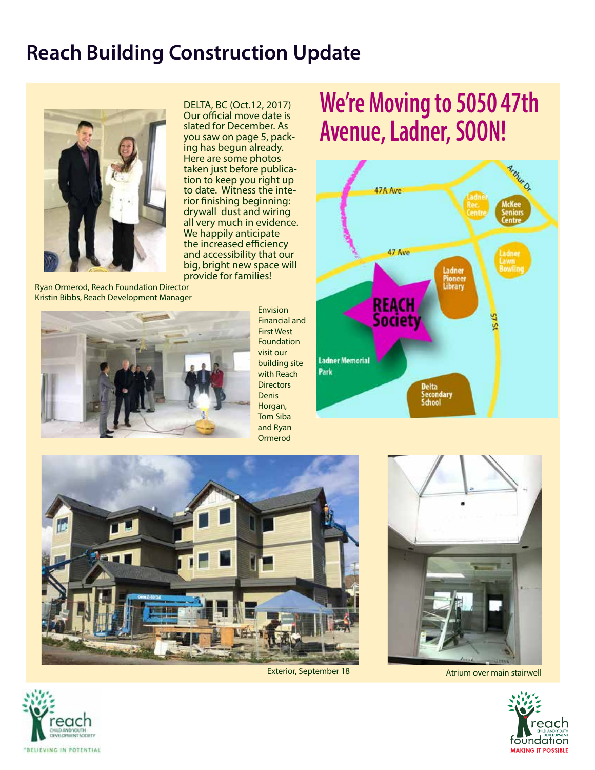# Reach Building Construction Update

DELTA, BC (Oct.12, 2017) Our official move date is slated for December. As you saw on page 5, packing has begun already. Here are some photos taken just before publication to keep you right up to date. Witness the interior finishing beginning: drywall dust and wiring all very much in evidence. We happily anticipate the increased efficiency and accessibility that our big, bright new space will provide for families!

Ryan Ormerod, Reach Foundation Director
Kristin Bibbs, Reach Development Manager

Envision Financial and First West Foundation visit our building site with Reach Directors Denis Horgan, Tom Siba and Ryan Ormerod

## We're Moving to 5050 47th Avenue, Ladner, SOON!

47A Ave
Arthur Dr
Ladner Rec. Centre
McKee Seniors Centre
47 Ave
Ladner Lawn Bowling
Ladner Pioneer Library
REACH Society
57 St
Ladner Memorial Park
Delta Secondary School

Exterior, September 18

Atrium over main stairwell

reach CHILD AND YOUTH DEVELOPMENT SOCIETY
"BELIEVING IN POTENTIAL

reach CHILD AND YOUTH DEVELOPMENT foundation
MAKING IT POSSIBLE